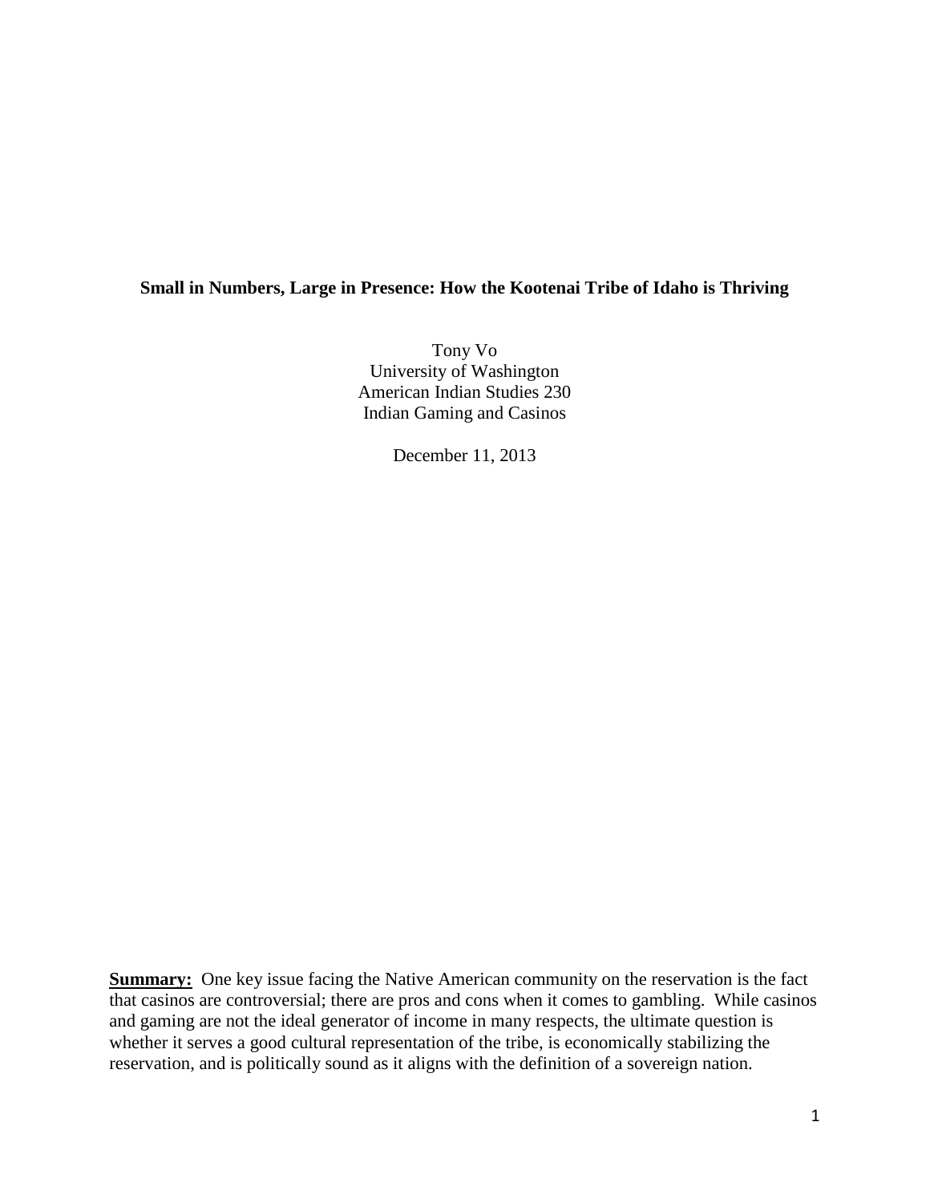# Small in Numbers, Large in Presence: How the Kootenai Tribe of Idaho is Thriving

Tony Vo
University of Washington
American Indian Studies 230
Indian Gaming and Casinos

December 11, 2013

**Summary:** One key issue facing the Native American community on the reservation is the fact that casinos are controversial; there are pros and cons when it comes to gambling. While casinos and gaming are not the ideal generator of income in many respects, the ultimate question is whether it serves a good cultural representation of the tribe, is economically stabilizing the reservation, and is politically sound as it aligns with the definition of a sovereign nation.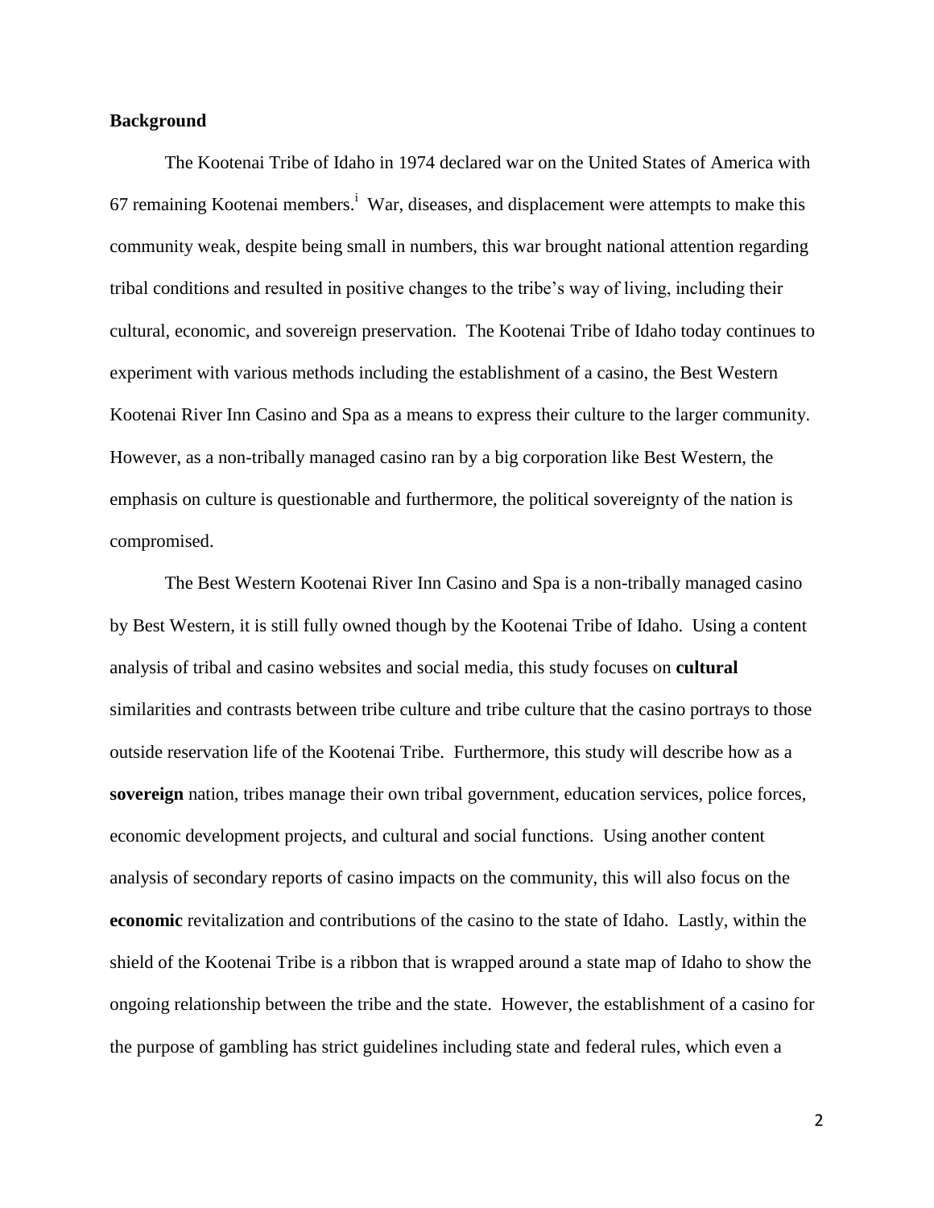**Background**

The Kootenai Tribe of Idaho in 1974 declared war on the United States of America with 67 remaining Kootenai members.[i] War, diseases, and displacement were attempts to make this community weak, despite being small in numbers, this war brought national attention regarding tribal conditions and resulted in positive changes to the tribe's way of living, including their cultural, economic, and sovereign preservation. The Kootenai Tribe of Idaho today continues to experiment with various methods including the establishment of a casino, the Best Western Kootenai River Inn Casino and Spa as a means to express their culture to the larger community. However, as a non-tribally managed casino ran by a big corporation like Best Western, the emphasis on culture is questionable and furthermore, the political sovereignty of the nation is compromised.

The Best Western Kootenai River Inn Casino and Spa is a non-tribally managed casino by Best Western, it is still fully owned though by the Kootenai Tribe of Idaho. Using a content analysis of tribal and casino websites and social media, this study focuses on **cultural** similarities and contrasts between tribe culture and tribe culture that the casino portrays to those outside reservation life of the Kootenai Tribe. Furthermore, this study will describe how as a **sovereign** nation, tribes manage their own tribal government, education services, police forces, economic development projects, and cultural and social functions. Using another content analysis of secondary reports of casino impacts on the community, this will also focus on the **economic** revitalization and contributions of the casino to the state of Idaho. Lastly, within the shield of the Kootenai Tribe is a ribbon that is wrapped around a state map of Idaho to show the ongoing relationship between the tribe and the state. However, the establishment of a casino for the purpose of gambling has strict guidelines including state and federal rules, which even a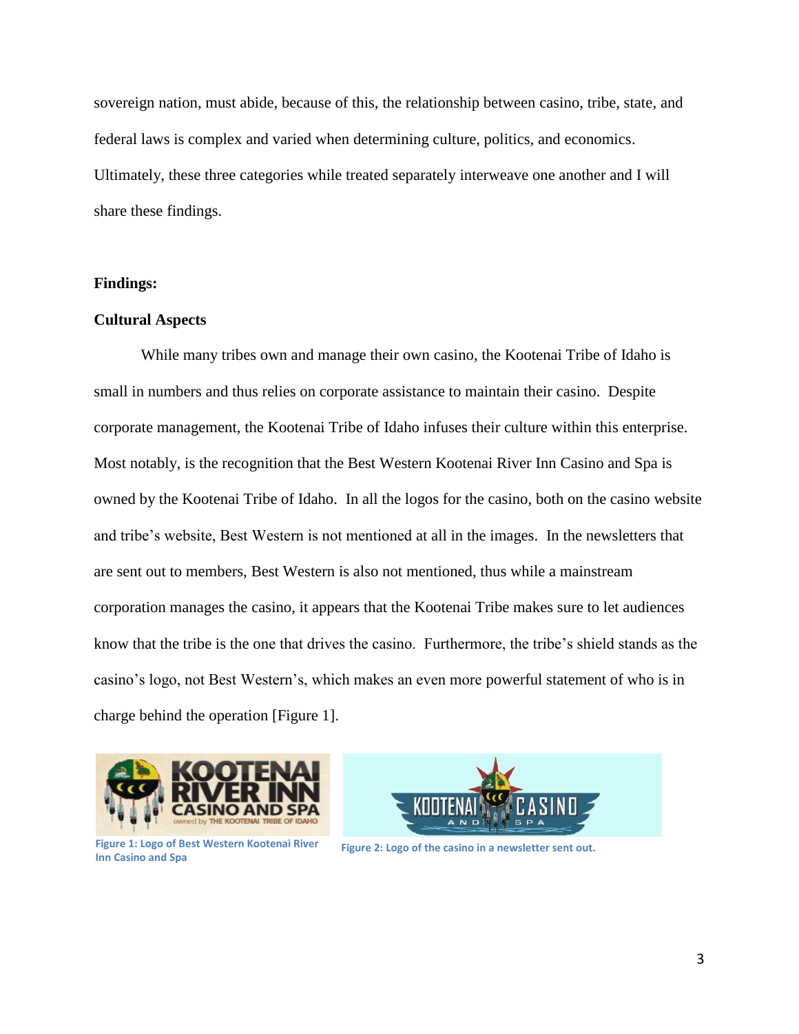sovereign nation, must abide, because of this, the relationship between casino, tribe, state, and federal laws is complex and varied when determining culture, politics, and economics. Ultimately, these three categories while treated separately interweave one another and I will share these findings.

**Findings:**

**Cultural Aspects**

While many tribes own and manage their own casino, the Kootenai Tribe of Idaho is small in numbers and thus relies on corporate assistance to maintain their casino. Despite corporate management, the Kootenai Tribe of Idaho infuses their culture within this enterprise. Most notably, is the recognition that the Best Western Kootenai River Inn Casino and Spa is owned by the Kootenai Tribe of Idaho. In all the logos for the casino, both on the casino website and tribe's website, Best Western is not mentioned at all in the images. In the newsletters that are sent out to members, Best Western is also not mentioned, thus while a mainstream corporation manages the casino, it appears that the Kootenai Tribe makes sure to let audiences know that the tribe is the one that drives the casino. Furthermore, the tribe's shield stands as the casino's logo, not Best Western's, which makes an even more powerful statement of who is in charge behind the operation [Figure 1].

Figure 1: Logo of Best Western Kootenai River Inn Casino and Spa

Figure 2: Logo of the casino in a newsletter sent out.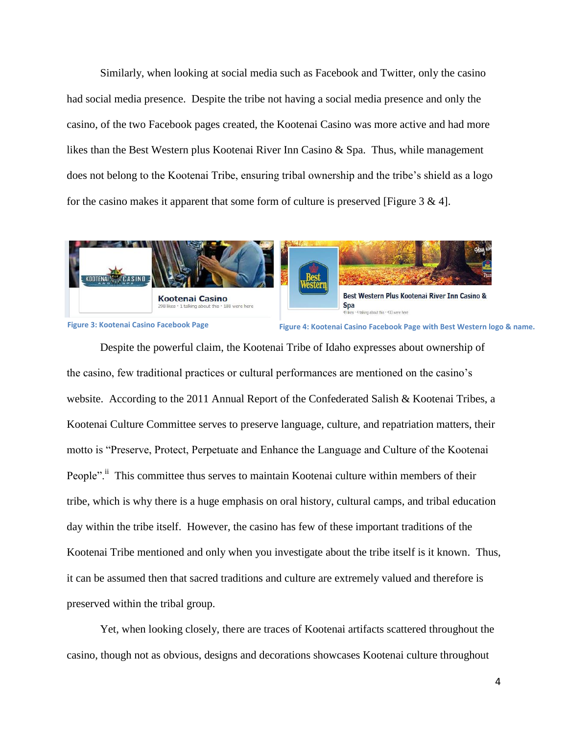Similarly, when looking at social media such as Facebook and Twitter, only the casino had social media presence. Despite the tribe not having a social media presence and only the casino, of the two Facebook pages created, the Kootenai Casino was more active and had more likes than the Best Western plus Kootenai River Inn Casino & Spa. Thus, while management does not belong to the Kootenai Tribe, ensuring tribal ownership and the tribe's shield as a logo for the casino makes it apparent that some form of culture is preserved [Figure 3 & 4].

Figure 3: Kootenai Casino Facebook Page

Figure 4: Kootenai Casino Facebook Page with Best Western logo & name.

Despite the powerful claim, the Kootenai Tribe of Idaho expresses about ownership of the casino, few traditional practices or cultural performances are mentioned on the casino's website. According to the 2011 Annual Report of the Confederated Salish & Kootenai Tribes, a Kootenai Culture Committee serves to preserve language, culture, and repatriation matters, their motto is "Preserve, Protect, Perpetuate and Enhance the Language and Culture of the Kootenai People".[ii] This committee thus serves to maintain Kootenai culture within members of their tribe, which is why there is a huge emphasis on oral history, cultural camps, and tribal education day within the tribe itself. However, the casino has few of these important traditions of the Kootenai Tribe mentioned and only when you investigate about the tribe itself is it known. Thus, it can be assumed then that sacred traditions and culture are extremely valued and therefore is preserved within the tribal group.

Yet, when looking closely, there are traces of Kootenai artifacts scattered throughout the casino, though not as obvious, designs and decorations showcases Kootenai culture throughout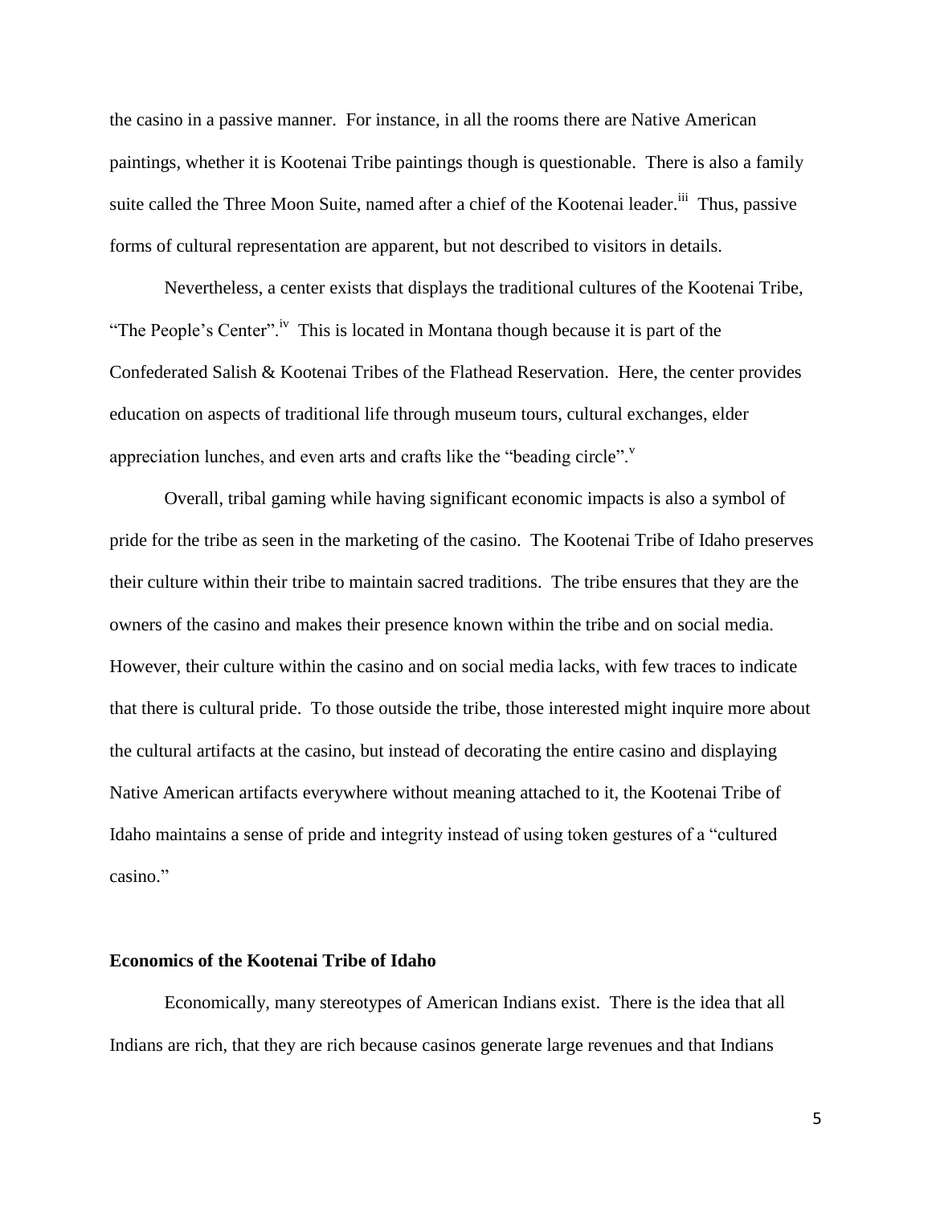the casino in a passive manner. For instance, in all the rooms there are Native American paintings, whether it is Kootenai Tribe paintings though is questionable. There is also a family suite called the Three Moon Suite, named after a chief of the Kootenai leader.[iii] Thus, passive forms of cultural representation are apparent, but not described to visitors in details.

Nevertheless, a center exists that displays the traditional cultures of the Kootenai Tribe, "The People's Center".[iv] This is located in Montana though because it is part of the Confederated Salish & Kootenai Tribes of the Flathead Reservation. Here, the center provides education on aspects of traditional life through museum tours, cultural exchanges, elder appreciation lunches, and even arts and crafts like the "beading circle".[v]

Overall, tribal gaming while having significant economic impacts is also a symbol of pride for the tribe as seen in the marketing of the casino. The Kootenai Tribe of Idaho preserves their culture within their tribe to maintain sacred traditions. The tribe ensures that they are the owners of the casino and makes their presence known within the tribe and on social media. However, their culture within the casino and on social media lacks, with few traces to indicate that there is cultural pride. To those outside the tribe, those interested might inquire more about the cultural artifacts at the casino, but instead of decorating the entire casino and displaying Native American artifacts everywhere without meaning attached to it, the Kootenai Tribe of Idaho maintains a sense of pride and integrity instead of using token gestures of a "cultured casino."

**Economics of the Kootenai Tribe of Idaho**

Economically, many stereotypes of American Indians exist. There is the idea that all Indians are rich, that they are rich because casinos generate large revenues and that Indians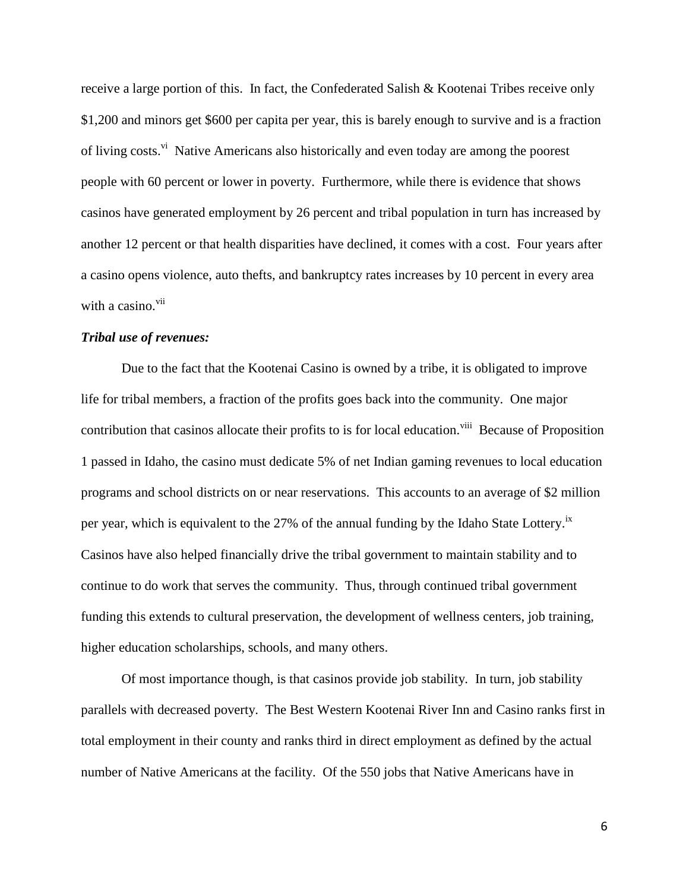receive a large portion of this. In fact, the Confederated Salish & Kootenai Tribes receive only $1,200 and minors get $600 per capita per year, this is barely enough to survive and is a fraction of living costs.[vi] Native Americans also historically and even today are among the poorest people with 60 percent or lower in poverty. Furthermore, while there is evidence that shows casinos have generated employment by 26 percent and tribal population in turn has increased by another 12 percent or that health disparities have declined, it comes with a cost. Four years after a casino opens violence, auto thefts, and bankruptcy rates increases by 10 percent in every area with a casino.[vii]

***Tribal use of revenues:***

Due to the fact that the Kootenai Casino is owned by a tribe, it is obligated to improve life for tribal members, a fraction of the profits goes back into the community. One major contribution that casinos allocate their profits to is for local education.[viii] Because of Proposition 1 passed in Idaho, the casino must dedicate 5% of net Indian gaming revenues to local education programs and school districts on or near reservations. This accounts to an average of $2 million per year, which is equivalent to the 27% of the annual funding by the Idaho State Lottery.[ix] Casinos have also helped financially drive the tribal government to maintain stability and to continue to do work that serves the community. Thus, through continued tribal government funding this extends to cultural preservation, the development of wellness centers, job training, higher education scholarships, schools, and many others.

Of most importance though, is that casinos provide job stability. In turn, job stability parallels with decreased poverty. The Best Western Kootenai River Inn and Casino ranks first in total employment in their county and ranks third in direct employment as defined by the actual number of Native Americans at the facility. Of the 550 jobs that Native Americans have in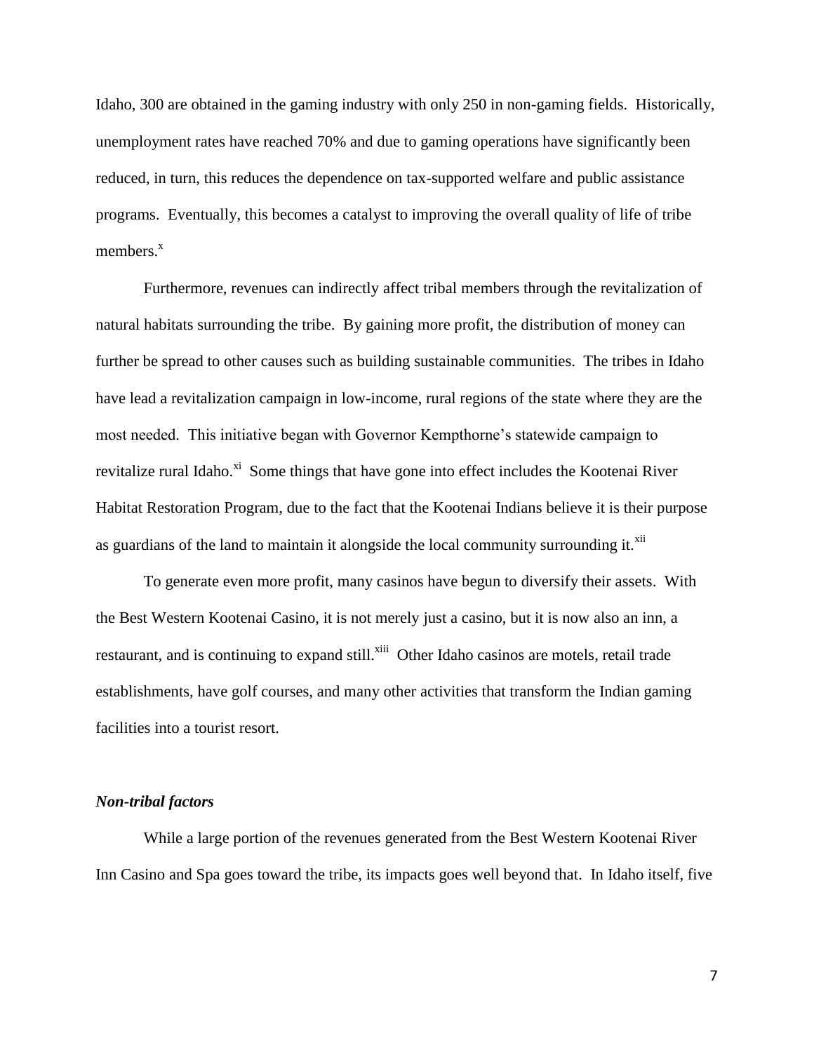Idaho, 300 are obtained in the gaming industry with only 250 in non-gaming fields. Historically, unemployment rates have reached 70% and due to gaming operations have significantly been reduced, in turn, this reduces the dependence on tax-supported welfare and public assistance programs. Eventually, this becomes a catalyst to improving the overall quality of life of tribe members.[x]

Furthermore, revenues can indirectly affect tribal members through the revitalization of natural habitats surrounding the tribe. By gaining more profit, the distribution of money can further be spread to other causes such as building sustainable communities. The tribes in Idaho have lead a revitalization campaign in low-income, rural regions of the state where they are the most needed. This initiative began with Governor Kempthorne's statewide campaign to revitalize rural Idaho.[xi] Some things that have gone into effect includes the Kootenai River Habitat Restoration Program, due to the fact that the Kootenai Indians believe it is their purpose as guardians of the land to maintain it alongside the local community surrounding it.[xii]

To generate even more profit, many casinos have begun to diversify their assets. With the Best Western Kootenai Casino, it is not merely just a casino, but it is now also an inn, a restaurant, and is continuing to expand still.[xiii] Other Idaho casinos are motels, retail trade establishments, have golf courses, and many other activities that transform the Indian gaming facilities into a tourist resort.

### *Non-tribal factors*

While a large portion of the revenues generated from the Best Western Kootenai River Inn Casino and Spa goes toward the tribe, its impacts goes well beyond that. In Idaho itself, five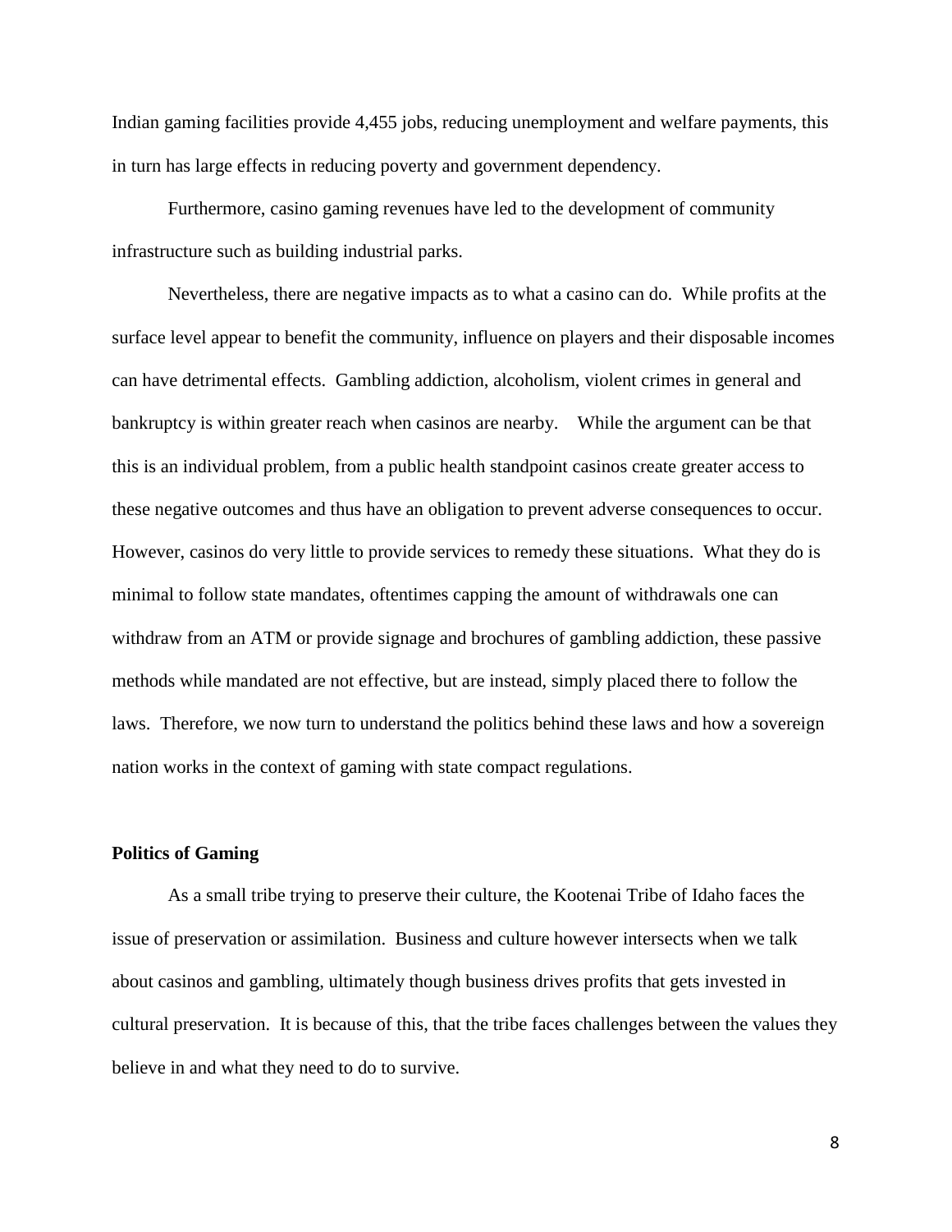Indian gaming facilities provide 4,455 jobs, reducing unemployment and welfare payments, this in turn has large effects in reducing poverty and government dependency.

Furthermore, casino gaming revenues have led to the development of community infrastructure such as building industrial parks.

Nevertheless, there are negative impacts as to what a casino can do. While profits at the surface level appear to benefit the community, influence on players and their disposable incomes can have detrimental effects. Gambling addiction, alcoholism, violent crimes in general and bankruptcy is within greater reach when casinos are nearby. While the argument can be that this is an individual problem, from a public health standpoint casinos create greater access to these negative outcomes and thus have an obligation to prevent adverse consequences to occur. However, casinos do very little to provide services to remedy these situations. What they do is minimal to follow state mandates, oftentimes capping the amount of withdrawals one can withdraw from an ATM or provide signage and brochures of gambling addiction, these passive methods while mandated are not effective, but are instead, simply placed there to follow the laws. Therefore, we now turn to understand the politics behind these laws and how a sovereign nation works in the context of gaming with state compact regulations.

**Politics of Gaming**

As a small tribe trying to preserve their culture, the Kootenai Tribe of Idaho faces the issue of preservation or assimilation. Business and culture however intersects when we talk about casinos and gambling, ultimately though business drives profits that gets invested in cultural preservation. It is because of this, that the tribe faces challenges between the values they believe in and what they need to do to survive.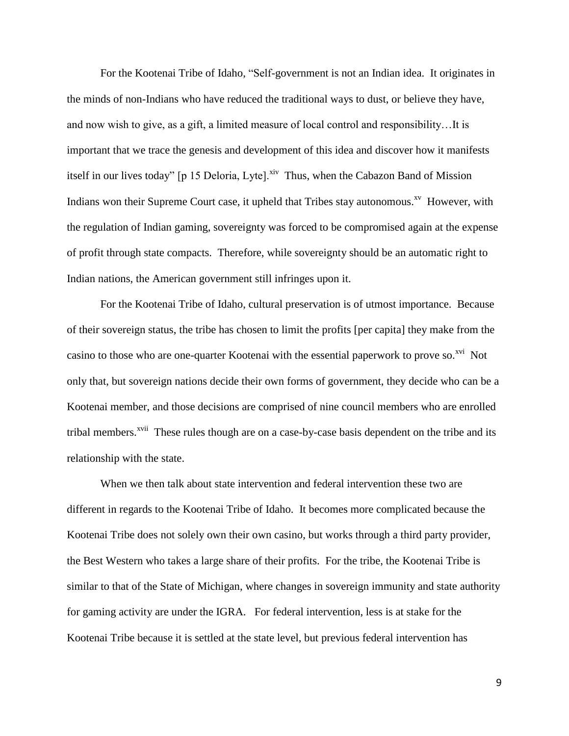For the Kootenai Tribe of Idaho, “Self-government is not an Indian idea. It originates in the minds of non-Indians who have reduced the traditional ways to dust, or believe they have, and now wish to give, as a gift, a limited measure of local control and responsibility…It is important that we trace the genesis and development of this idea and discover how it manifests itself in our lives today” [p 15 Deloria, Lyte].[xiv] Thus, when the Cabazon Band of Mission Indians won their Supreme Court case, it upheld that Tribes stay autonomous.[xv] However, with the regulation of Indian gaming, sovereignty was forced to be compromised again at the expense of profit through state compacts. Therefore, while sovereignty should be an automatic right to Indian nations, the American government still infringes upon it.

For the Kootenai Tribe of Idaho, cultural preservation is of utmost importance. Because of their sovereign status, the tribe has chosen to limit the profits [per capita] they make from the casino to those who are one-quarter Kootenai with the essential paperwork to prove so.[xvi] Not only that, but sovereign nations decide their own forms of government, they decide who can be a Kootenai member, and those decisions are comprised of nine council members who are enrolled tribal members.[xvii] These rules though are on a case-by-case basis dependent on the tribe and its relationship with the state.

When we then talk about state intervention and federal intervention these two are different in regards to the Kootenai Tribe of Idaho. It becomes more complicated because the Kootenai Tribe does not solely own their own casino, but works through a third party provider, the Best Western who takes a large share of their profits. For the tribe, the Kootenai Tribe is similar to that of the State of Michigan, where changes in sovereign immunity and state authority for gaming activity are under the IGRA. For federal intervention, less is at stake for the Kootenai Tribe because it is settled at the state level, but previous federal intervention has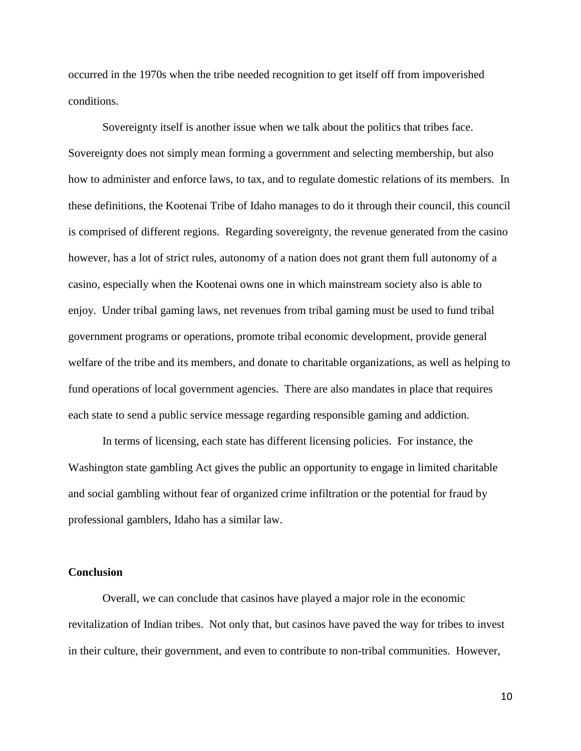occurred in the 1970s when the tribe needed recognition to get itself off from impoverished conditions.

Sovereignty itself is another issue when we talk about the politics that tribes face. Sovereignty does not simply mean forming a government and selecting membership, but also how to administer and enforce laws, to tax, and to regulate domestic relations of its members. In these definitions, the Kootenai Tribe of Idaho manages to do it through their council, this council is comprised of different regions. Regarding sovereignty, the revenue generated from the casino however, has a lot of strict rules, autonomy of a nation does not grant them full autonomy of a casino, especially when the Kootenai owns one in which mainstream society also is able to enjoy. Under tribal gaming laws, net revenues from tribal gaming must be used to fund tribal government programs or operations, promote tribal economic development, provide general welfare of the tribe and its members, and donate to charitable organizations, as well as helping to fund operations of local government agencies. There are also mandates in place that requires each state to send a public service message regarding responsible gaming and addiction.

In terms of licensing, each state has different licensing policies. For instance, the Washington state gambling Act gives the public an opportunity to engage in limited charitable and social gambling without fear of organized crime infiltration or the potential for fraud by professional gamblers, Idaho has a similar law.

**Conclusion**

Overall, we can conclude that casinos have played a major role in the economic revitalization of Indian tribes. Not only that, but casinos have paved the way for tribes to invest in their culture, their government, and even to contribute to non-tribal communities. However,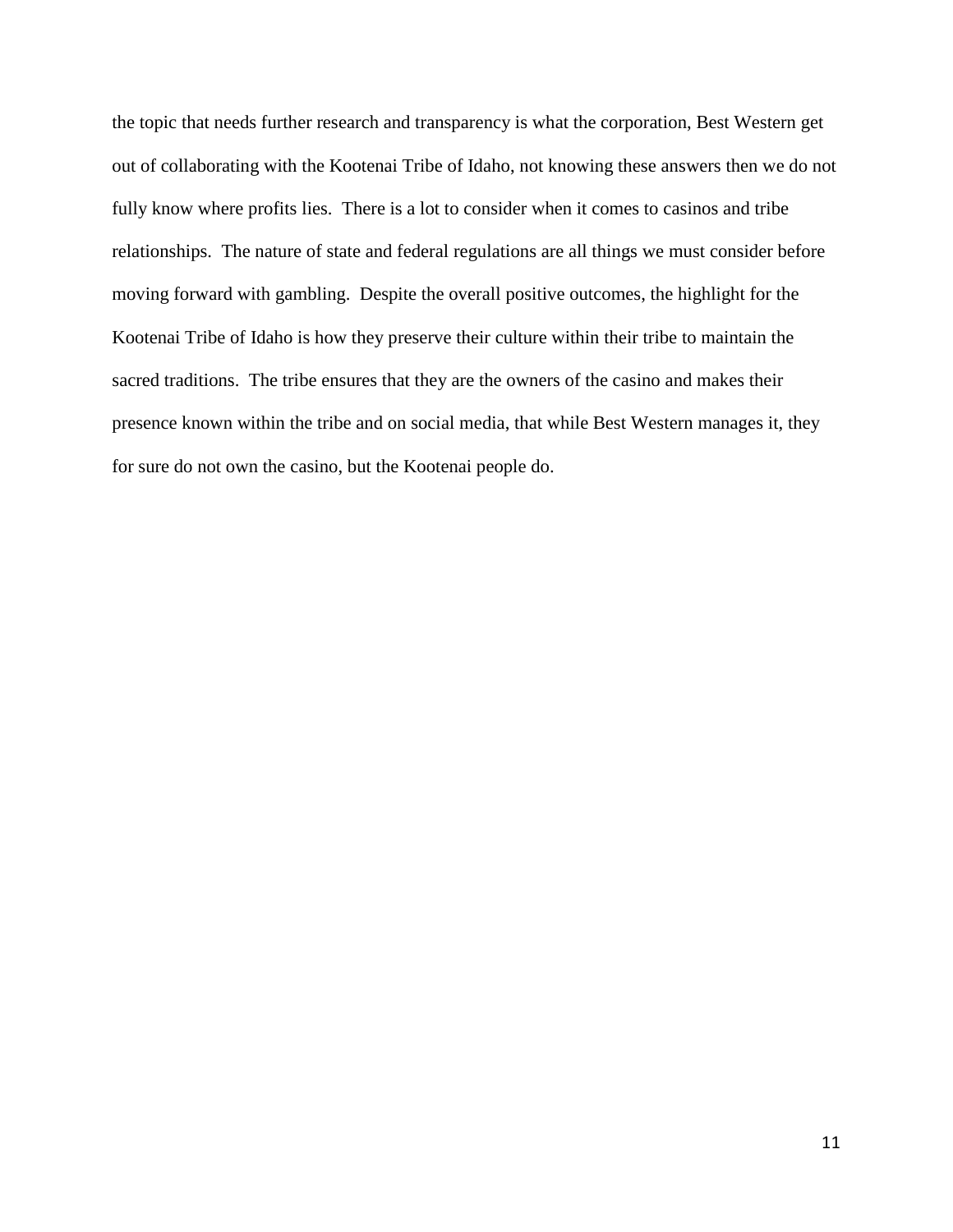the topic that needs further research and transparency is what the corporation, Best Western get out of collaborating with the Kootenai Tribe of Idaho, not knowing these answers then we do not fully know where profits lies. There is a lot to consider when it comes to casinos and tribe relationships. The nature of state and federal regulations are all things we must consider before moving forward with gambling. Despite the overall positive outcomes, the highlight for the Kootenai Tribe of Idaho is how they preserve their culture within their tribe to maintain the sacred traditions. The tribe ensures that they are the owners of the casino and makes their presence known within the tribe and on social media, that while Best Western manages it, they for sure do not own the casino, but the Kootenai people do.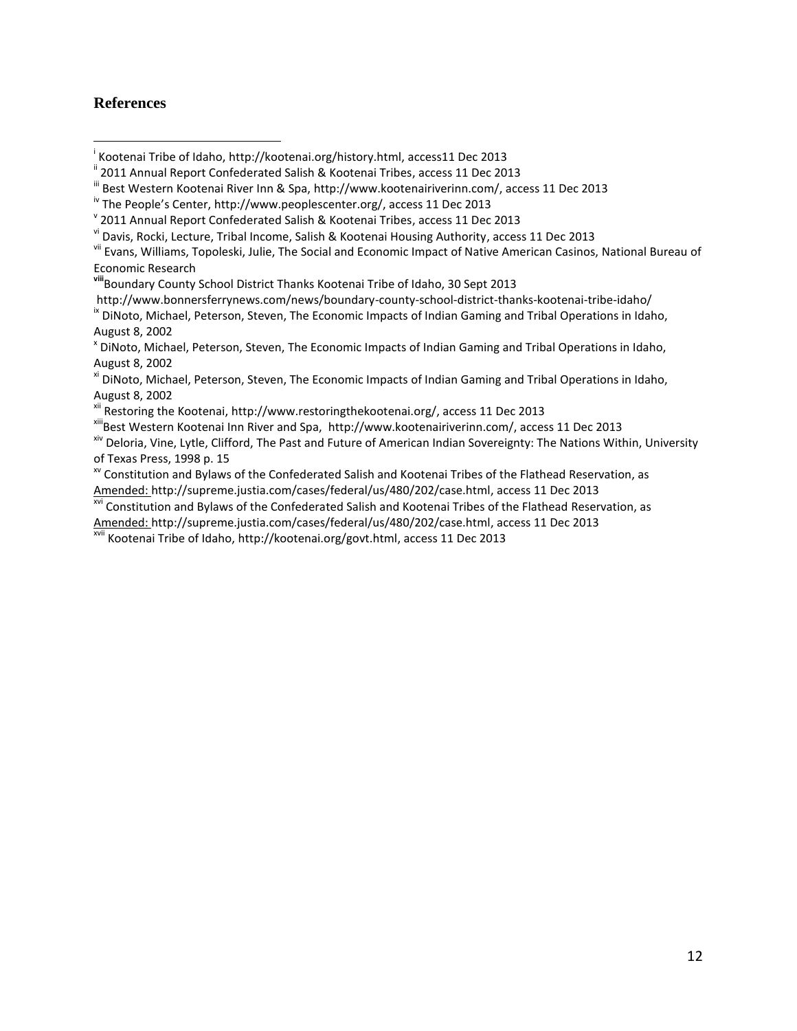## References

[i] Kootenai Tribe of Idaho, http://kootenai.org/history.html, access11 Dec 2013

[ii] 2011 Annual Report Confederated Salish & Kootenai Tribes, access 11 Dec 2013

[iii] Best Western Kootenai River Inn & Spa, http://www.kootenairiverinn.com/, access 11 Dec 2013

[iv] The People's Center, http://www.peoplescenter.org/, access 11 Dec 2013

[v] 2011 Annual Report Confederated Salish & Kootenai Tribes, access 11 Dec 2013

[vi] Davis, Rocki, Lecture, Tribal Income, Salish & Kootenai Housing Authority, access 11 Dec 2013

[vii] Evans, Williams, Topoleski, Julie, The Social and Economic Impact of Native American Casinos, National Bureau of Economic Research

[viii] Boundary County School District Thanks Kootenai Tribe of Idaho, 30 Sept 2013 http://www.bonnersferrynews.com/news/boundary-county-school-district-thanks-kootenai-tribe-idaho/

[ix] DiNoto, Michael, Peterson, Steven, The Economic Impacts of Indian Gaming and Tribal Operations in Idaho, August 8, 2002

[x] DiNoto, Michael, Peterson, Steven, The Economic Impacts of Indian Gaming and Tribal Operations in Idaho, August 8, 2002

[xi] DiNoto, Michael, Peterson, Steven, The Economic Impacts of Indian Gaming and Tribal Operations in Idaho, August 8, 2002

[xii] Restoring the Kootenai, http://www.restoringthekootenai.org/, access 11 Dec 2013

[xiii] Best Western Kootenai Inn River and Spa, http://www.kootenairiverinn.com/, access 11 Dec 2013

[xiv] Deloria, Vine, Lytle, Clifford, The Past and Future of American Indian Sovereignty: The Nations Within, University of Texas Press, 1998 p. 15

[xv] Constitution and Bylaws of the Confederated Salish and Kootenai Tribes of the Flathead Reservation, as Amended: http://supreme.justia.com/cases/federal/us/480/202/case.html, access 11 Dec 2013

[xvi] Constitution and Bylaws of the Confederated Salish and Kootenai Tribes of the Flathead Reservation, as Amended: http://supreme.justia.com/cases/federal/us/480/202/case.html, access 11 Dec 2013

[xvii] Kootenai Tribe of Idaho, http://kootenai.org/govt.html, access 11 Dec 2013